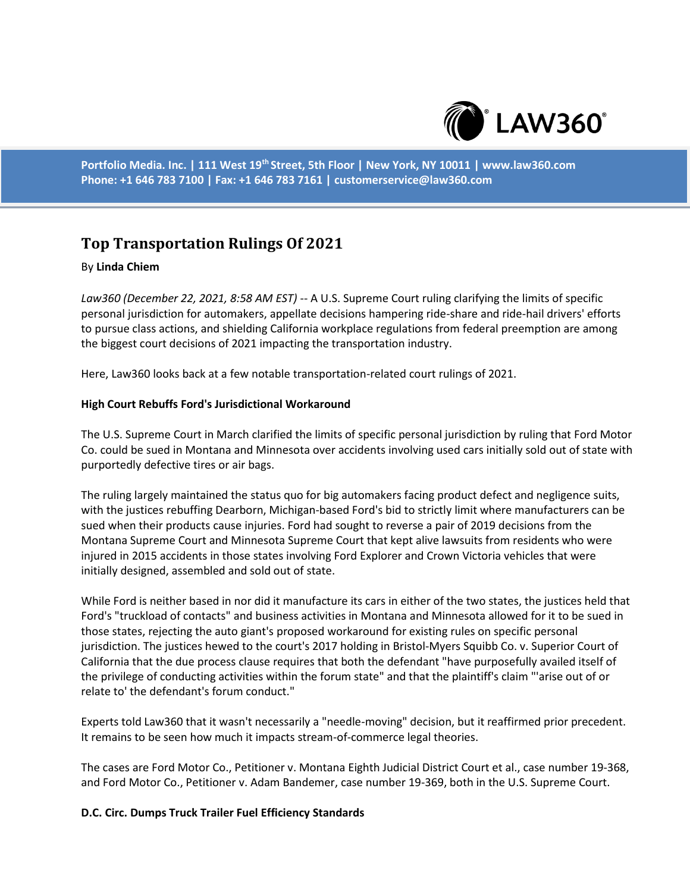# Top Transportation Rulings Of 2021

By **Linda Chiem**

*Law360 (December 22, 2021, 8:58 AM EST)* -- A U.S. Supreme Court ruling clarifying the limits of specific personal jurisdiction for automakers, appellate decisions hampering ride-share and ride-hail drivers' efforts to pursue class actions, and shielding California workplace regulations from federal preemption are among the biggest court decisions of 2021 impacting the transportation industry.

Here, Law360 looks back at a few notable transportation-related court rulings of 2021.

**High Court Rebuffs Ford's Jurisdictional Workaround**

The U.S. Supreme Court in March clarified the limits of specific personal jurisdiction by ruling that Ford Motor Co. could be sued in Montana and Minnesota over accidents involving used cars initially sold out of state with purportedly defective tires or air bags.

The ruling largely maintained the status quo for big automakers facing product defect and negligence suits, with the justices rebuffing Dearborn, Michigan-based Ford's bid to strictly limit where manufacturers can be sued when their products cause injuries. Ford had sought to reverse a pair of 2019 decisions from the Montana Supreme Court and Minnesota Supreme Court that kept alive lawsuits from residents who were injured in 2015 accidents in those states involving Ford Explorer and Crown Victoria vehicles that were initially designed, assembled and sold out of state.

While Ford is neither based in nor did it manufacture its cars in either of the two states, the justices held that Ford's "truckload of contacts" and business activities in Montana and Minnesota allowed for it to be sued in those states, rejecting the auto giant's proposed workaround for existing rules on specific personal jurisdiction. The justices hewed to the court's 2017 holding in Bristol-Myers Squibb Co. v. Superior Court of California that the due process clause requires that both the defendant "have purposefully availed itself of the privilege of conducting activities within the forum state" and that the plaintiff's claim "'arise out of or relate to' the defendant's forum conduct."

Experts told Law360 that it wasn't necessarily a "needle-moving" decision, but it reaffirmed prior precedent. It remains to be seen how much it impacts stream-of-commerce legal theories.

The cases are Ford Motor Co., Petitioner v. Montana Eighth Judicial District Court et al., case number 19-368, and Ford Motor Co., Petitioner v. Adam Bandemer, case number 19-369, both in the U.S. Supreme Court.

**D.C. Circ. Dumps Truck Trailer Fuel Efficiency Standards**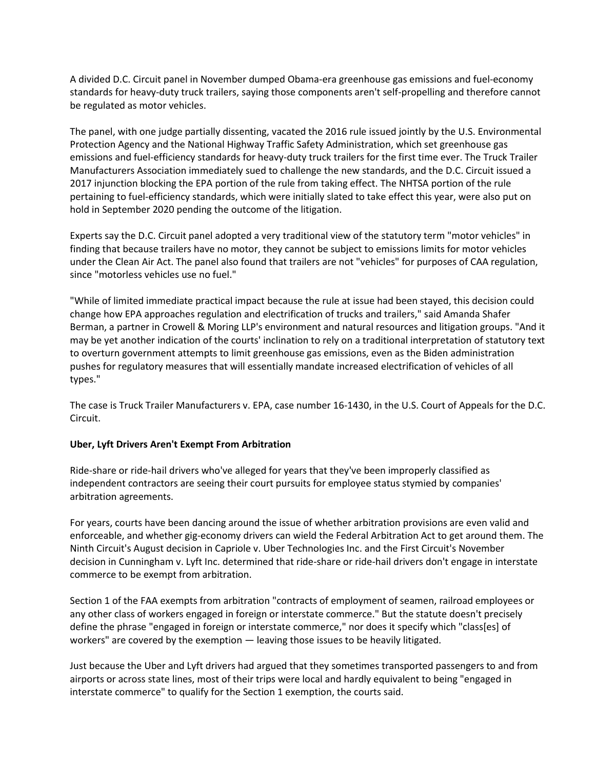A divided D.C. Circuit panel in November dumped Obama-era greenhouse gas emissions and fuel-economy standards for heavy-duty truck trailers, saying those components aren't self-propelling and therefore cannot be regulated as motor vehicles.

The panel, with one judge partially dissenting, vacated the 2016 rule issued jointly by the U.S. Environmental Protection Agency and the National Highway Traffic Safety Administration, which set greenhouse gas emissions and fuel-efficiency standards for heavy-duty truck trailers for the first time ever. The Truck Trailer Manufacturers Association immediately sued to challenge the new standards, and the D.C. Circuit issued a 2017 injunction blocking the EPA portion of the rule from taking effect. The NHTSA portion of the rule pertaining to fuel-efficiency standards, which were initially slated to take effect this year, were also put on hold in September 2020 pending the outcome of the litigation.

Experts say the D.C. Circuit panel adopted a very traditional view of the statutory term "motor vehicles" in finding that because trailers have no motor, they cannot be subject to emissions limits for motor vehicles under the Clean Air Act. The panel also found that trailers are not "vehicles" for purposes of CAA regulation, since "motorless vehicles use no fuel."

"While of limited immediate practical impact because the rule at issue had been stayed, this decision could change how EPA approaches regulation and electrification of trucks and trailers," said Amanda Shafer Berman, a partner in Crowell & Moring LLP's environment and natural resources and litigation groups. "And it may be yet another indication of the courts' inclination to rely on a traditional interpretation of statutory text to overturn government attempts to limit greenhouse gas emissions, even as the Biden administration pushes for regulatory measures that will essentially mandate increased electrification of vehicles of all types."

The case is Truck Trailer Manufacturers v. EPA, case number 16-1430, in the U.S. Court of Appeals for the D.C. Circuit.

**Uber, Lyft Drivers Aren't Exempt From Arbitration**

Ride-share or ride-hail drivers who've alleged for years that they've been improperly classified as independent contractors are seeing their court pursuits for employee status stymied by companies' arbitration agreements.

For years, courts have been dancing around the issue of whether arbitration provisions are even valid and enforceable, and whether gig-economy drivers can wield the Federal Arbitration Act to get around them. The Ninth Circuit's August decision in Capriole v. Uber Technologies Inc. and the First Circuit's November decision in Cunningham v. Lyft Inc. determined that ride-share or ride-hail drivers don't engage in interstate commerce to be exempt from arbitration.

Section 1 of the FAA exempts from arbitration "contracts of employment of seamen, railroad employees or any other class of workers engaged in foreign or interstate commerce." But the statute doesn't precisely define the phrase "engaged in foreign or interstate commerce," nor does it specify which "class[es] of workers" are covered by the exemption — leaving those issues to be heavily litigated.

Just because the Uber and Lyft drivers had argued that they sometimes transported passengers to and from airports or across state lines, most of their trips were local and hardly equivalent to being "engaged in interstate commerce" to qualify for the Section 1 exemption, the courts said.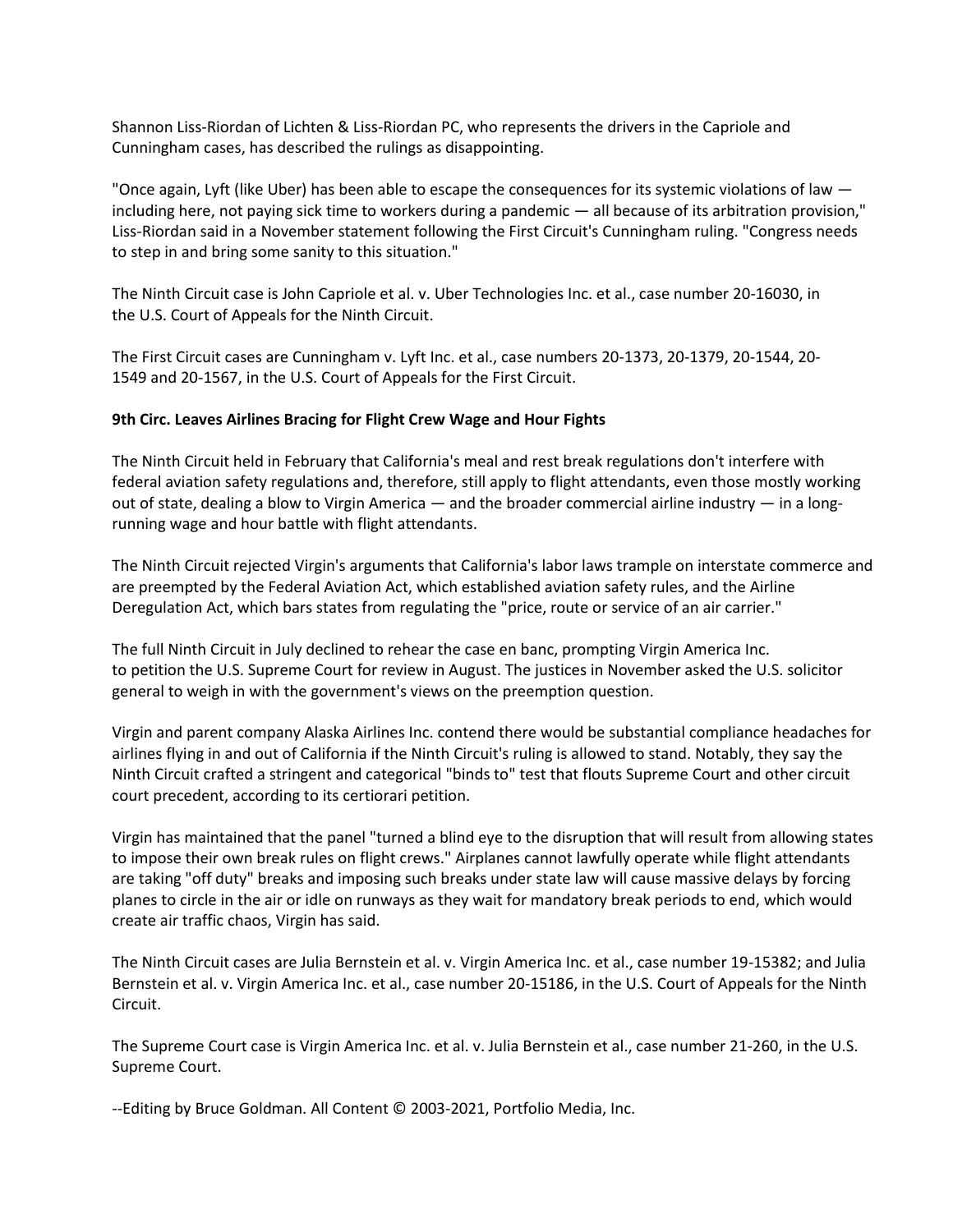Shannon Liss-Riordan of Lichten & Liss-Riordan PC, who represents the drivers in the Capriole and Cunningham cases, has described the rulings as disappointing.

"Once again, Lyft (like Uber) has been able to escape the consequences for its systemic violations of law — including here, not paying sick time to workers during a pandemic — all because of its arbitration provision," Liss-Riordan said in a November statement following the First Circuit's Cunningham ruling. "Congress needs to step in and bring some sanity to this situation."

The Ninth Circuit case is John Capriole et al. v. Uber Technologies Inc. et al., case number 20-16030, in the U.S. Court of Appeals for the Ninth Circuit.

The First Circuit cases are Cunningham v. Lyft Inc. et al., case numbers 20-1373, 20-1379, 20-1544, 20-1549 and 20-1567, in the U.S. Court of Appeals for the First Circuit.

**9th Circ. Leaves Airlines Bracing for Flight Crew Wage and Hour Fights**

The Ninth Circuit held in February that California's meal and rest break regulations don't interfere with federal aviation safety regulations and, therefore, still apply to flight attendants, even those mostly working out of state, dealing a blow to Virgin America — and the broader commercial airline industry — in a long-running wage and hour battle with flight attendants.

The Ninth Circuit rejected Virgin's arguments that California's labor laws trample on interstate commerce and are preempted by the Federal Aviation Act, which established aviation safety rules, and the Airline Deregulation Act, which bars states from regulating the "price, route or service of an air carrier."

The full Ninth Circuit in July declined to rehear the case en banc, prompting Virgin America Inc. to petition the U.S. Supreme Court for review in August. The justices in November asked the U.S. solicitor general to weigh in with the government's views on the preemption question.

Virgin and parent company Alaska Airlines Inc. contend there would be substantial compliance headaches for airlines flying in and out of California if the Ninth Circuit's ruling is allowed to stand. Notably, they say the Ninth Circuit crafted a stringent and categorical "binds to" test that flouts Supreme Court and other circuit court precedent, according to its certiorari petition.

Virgin has maintained that the panel "turned a blind eye to the disruption that will result from allowing states to impose their own break rules on flight crews." Airplanes cannot lawfully operate while flight attendants are taking "off duty" breaks and imposing such breaks under state law will cause massive delays by forcing planes to circle in the air or idle on runways as they wait for mandatory break periods to end, which would create air traffic chaos, Virgin has said.

The Ninth Circuit cases are Julia Bernstein et al. v. Virgin America Inc. et al., case number 19-15382; and Julia Bernstein et al. v. Virgin America Inc. et al., case number 20-15186, in the U.S. Court of Appeals for the Ninth Circuit.

The Supreme Court case is Virgin America Inc. et al. v. Julia Bernstein et al., case number 21-260, in the U.S. Supreme Court.

--Editing by Bruce Goldman. All Content © 2003-2021, Portfolio Media, Inc.